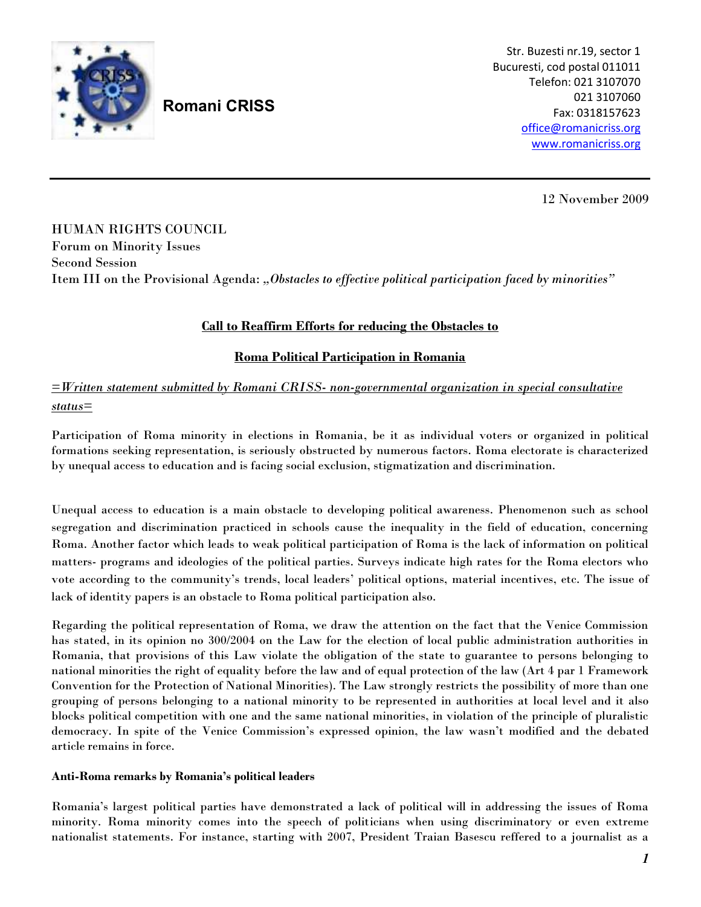**Romani CRISS**

Str. Buzesti nr.19, sector 1
Bucuresti, cod postal 011011
Telefon: 021 3107070
021 3107060
Fax: 0318157623
office@romanicriss.org
www.romanicriss.org

12 November 2009

HUMAN RIGHTS COUNCIL
Forum on Minority Issues
Second Session
Item III on the Provisional Agenda: *„Obstacles to effective political participation faced by minorities"*

## Call to Reaffirm Efforts for reducing the Obstacles to Roma Political Participation in Romania

*=Written statement submitted by Romani CRISS- non-governmental organization in special consultative status=*

Participation of Roma minority in elections in Romania, be it as individual voters or organized in political formations seeking representation, is seriously obstructed by numerous factors. Roma electorate is characterized by unequal access to education and is facing social exclusion, stigmatization and discrimination.

Unequal access to education is a main obstacle to developing political awareness. Phenomenon such as school segregation and discrimination practiced in schools cause the inequality in the field of education, concerning Roma. Another factor which leads to weak political participation of Roma is the lack of information on political matters- programs and ideologies of the political parties. Surveys indicate high rates for the Roma electors who vote according to the community's trends, local leaders' political options, material incentives, etc. The issue of lack of identity papers is an obstacle to Roma political participation also.

Regarding the political representation of Roma, we draw the attention on the fact that the Venice Commission has stated, in its opinion no 300/2004 on the Law for the election of local public administration authorities in Romania, that provisions of this Law violate the obligation of the state to guarantee to persons belonging to national minorities the right of equality before the law and of equal protection of the law (Art 4 par 1 Framework Convention for the Protection of National Minorities). The Law strongly restricts the possibility of more than one grouping of persons belonging to a national minority to be represented in authorities at local level and it also blocks political competition with one and the same national minorities, in violation of the principle of pluralistic democracy. In spite of the Venice Commission's expressed opinion, the law wasn't modified and the debated article remains in force.

**Anti-Roma remarks by Romania's political leaders**

Romania's largest political parties have demonstrated a lack of political will in addressing the issues of Roma minority. Roma minority comes into the speech of politicians when using discriminatory or even extreme nationalist statements. For instance, starting with 2007, President Traian Basescu reffered to a journalist as a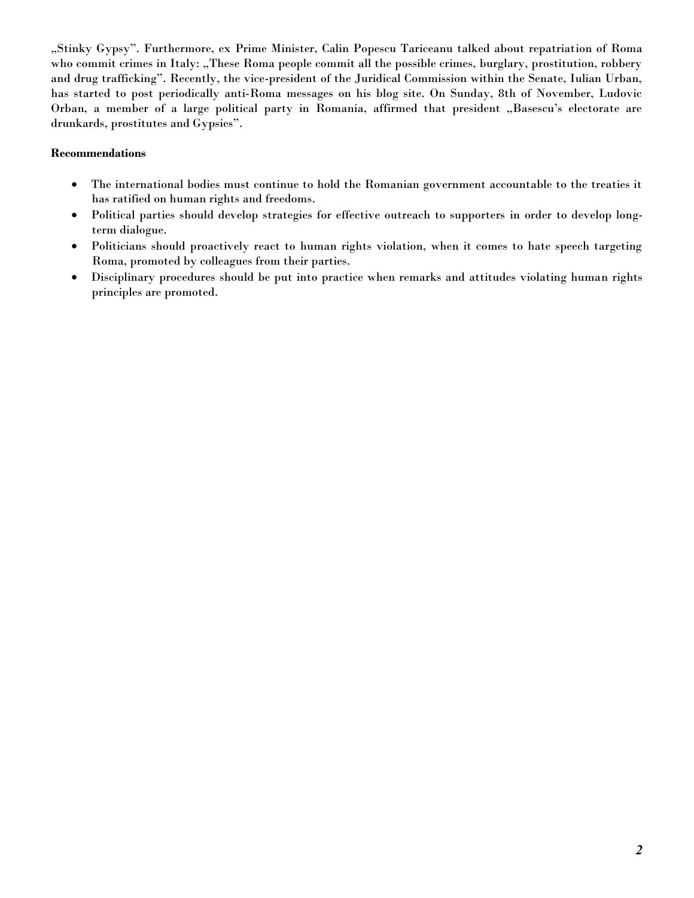„Stinky Gypsy". Furthermore, ex Prime Minister, Calin Popescu Tariceanu talked about repatriation of Roma who commit crimes in Italy: „These Roma people commit all the possible crimes, burglary, prostitution, robbery and drug trafficking". Recently, the vice-president of the Juridical Commission within the Senate, Iulian Urban, has started to post periodically anti-Roma messages on his blog site. On Sunday, 8th of November, Ludovic Orban, a member of a large political party in Romania, affirmed that president „Basescu's electorate are drunkards, prostitutes and Gypsies".

**Recommendations**

- The international bodies must continue to hold the Romanian government accountable to the treaties it has ratified on human rights and freedoms.
- Political parties should develop strategies for effective outreach to supporters in order to develop long-term dialogue.
- Politicians should proactively react to human rights violation, when it comes to hate speech targeting Roma, promoted by colleagues from their parties.
- Disciplinary procedures should be put into practice when remarks and attitudes violating human rights principles are promoted.